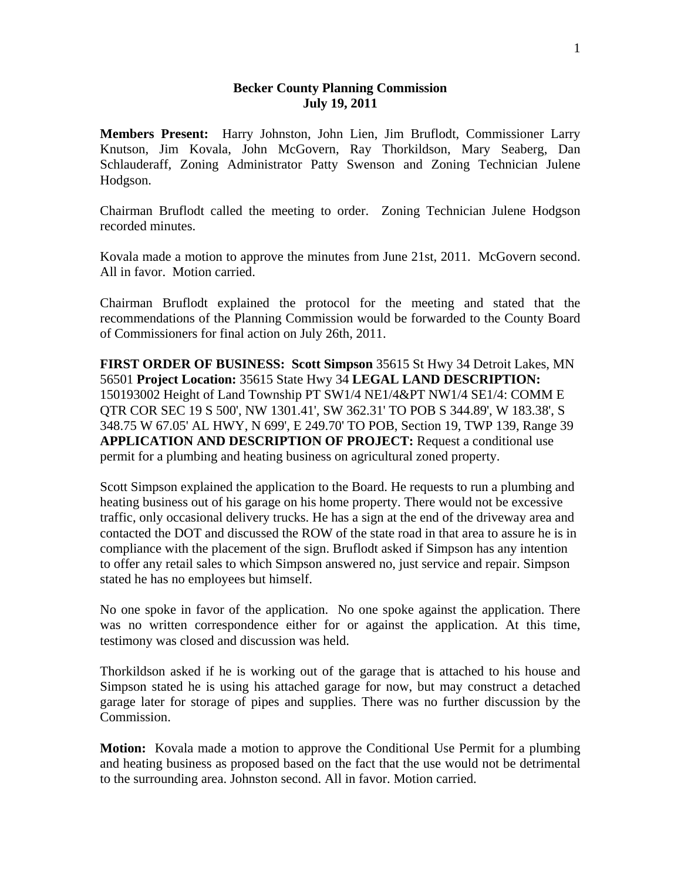**Becker County Planning Commission**
**July 19, 2011**

**Members Present:** Harry Johnston, John Lien, Jim Bruflodt, Commissioner Larry Knutson, Jim Kovala, John McGovern, Ray Thorkildson, Mary Seaberg, Dan Schlauderaff, Zoning Administrator Patty Swenson and Zoning Technician Julene Hodgson.

Chairman Bruflodt called the meeting to order. Zoning Technician Julene Hodgson recorded minutes.

Kovala made a motion to approve the minutes from June 21st, 2011. McGovern second. All in favor. Motion carried.

Chairman Bruflodt explained the protocol for the meeting and stated that the recommendations of the Planning Commission would be forwarded to the County Board of Commissioners for final action on July 26th, 2011.

**FIRST ORDER OF BUSINESS: Scott Simpson** 35615 St Hwy 34 Detroit Lakes, MN 56501 **Project Location:** 35615 State Hwy 34 **LEGAL LAND DESCRIPTION:** 150193002 Height of Land Township PT SW1/4 NE1/4&PT NW1/4 SE1/4: COMM E QTR COR SEC 19 S 500', NW 1301.41', SW 362.31' TO POB S 344.89', W 183.38', S 348.75 W 67.05' AL HWY, N 699', E 249.70' TO POB, Section 19, TWP 139, Range 39 **APPLICATION AND DESCRIPTION OF PROJECT:** Request a conditional use permit for a plumbing and heating business on agricultural zoned property.

Scott Simpson explained the application to the Board. He requests to run a plumbing and heating business out of his garage on his home property. There would not be excessive traffic, only occasional delivery trucks. He has a sign at the end of the driveway area and contacted the DOT and discussed the ROW of the state road in that area to assure he is in compliance with the placement of the sign. Bruflodt asked if Simpson has any intention to offer any retail sales to which Simpson answered no, just service and repair. Simpson stated he has no employees but himself.

No one spoke in favor of the application. No one spoke against the application. There was no written correspondence either for or against the application. At this time, testimony was closed and discussion was held.

Thorkildson asked if he is working out of the garage that is attached to his house and Simpson stated he is using his attached garage for now, but may construct a detached garage later for storage of pipes and supplies. There was no further discussion by the Commission.

**Motion:** Kovala made a motion to approve the Conditional Use Permit for a plumbing and heating business as proposed based on the fact that the use would not be detrimental to the surrounding area. Johnston second. All in favor. Motion carried.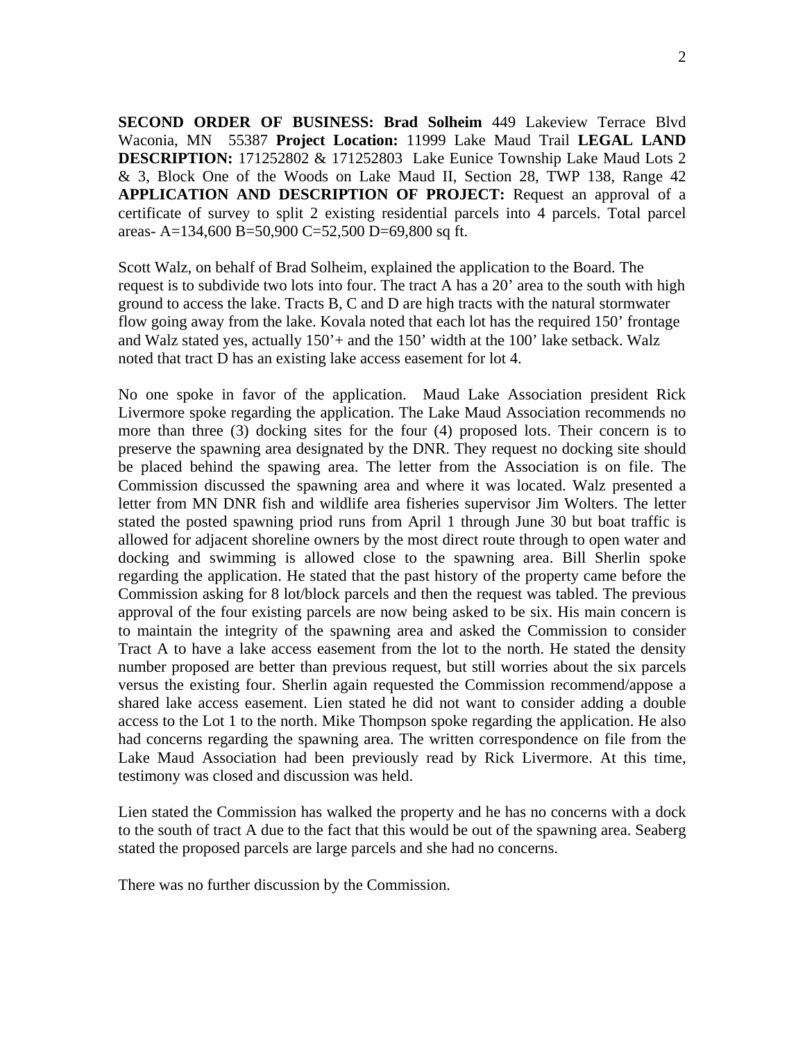**SECOND ORDER OF BUSINESS: Brad Solheim** 449 Lakeview Terrace Blvd Waconia, MN 55387 **Project Location:** 11999 Lake Maud Trail **LEGAL LAND DESCRIPTION:** 171252802 & 171252803 Lake Eunice Township Lake Maud Lots 2 & 3, Block One of the Woods on Lake Maud II, Section 28, TWP 138, Range 42 **APPLICATION AND DESCRIPTION OF PROJECT:** Request an approval of a certificate of survey to split 2 existing residential parcels into 4 parcels. Total parcel areas- A=134,600 B=50,900 C=52,500 D=69,800 sq ft.

Scott Walz, on behalf of Brad Solheim, explained the application to the Board. The request is to subdivide two lots into four. The tract A has a 20' area to the south with high ground to access the lake. Tracts B, C and D are high tracts with the natural stormwater flow going away from the lake. Kovala noted that each lot has the required 150' frontage and Walz stated yes, actually 150'+ and the 150' width at the 100' lake setback. Walz noted that tract D has an existing lake access easement for lot 4.

No one spoke in favor of the application. Maud Lake Association president Rick Livermore spoke regarding the application. The Lake Maud Association recommends no more than three (3) docking sites for the four (4) proposed lots. Their concern is to preserve the spawning area designated by the DNR. They request no docking site should be placed behind the spawing area. The letter from the Association is on file. The Commission discussed the spawning area and where it was located. Walz presented a letter from MN DNR fish and wildlife area fisheries supervisor Jim Wolters. The letter stated the posted spawning priod runs from April 1 through June 30 but boat traffic is allowed for adjacent shoreline owners by the most direct route through to open water and docking and swimming is allowed close to the spawning area. Bill Sherlin spoke regarding the application. He stated that the past history of the property came before the Commission asking for 8 lot/block parcels and then the request was tabled. The previous approval of the four existing parcels are now being asked to be six. His main concern is to maintain the integrity of the spawning area and asked the Commission to consider Tract A to have a lake access easement from the lot to the north. He stated the density number proposed are better than previous request, but still worries about the six parcels versus the existing four. Sherlin again requested the Commission recommend/appose a shared lake access easement. Lien stated he did not want to consider adding a double access to the Lot 1 to the north. Mike Thompson spoke regarding the application. He also had concerns regarding the spawning area. The written correspondence on file from the Lake Maud Association had been previously read by Rick Livermore. At this time, testimony was closed and discussion was held.

Lien stated the Commission has walked the property and he has no concerns with a dock to the south of tract A due to the fact that this would be out of the spawning area. Seaberg stated the proposed parcels are large parcels and she had no concerns.

There was no further discussion by the Commission.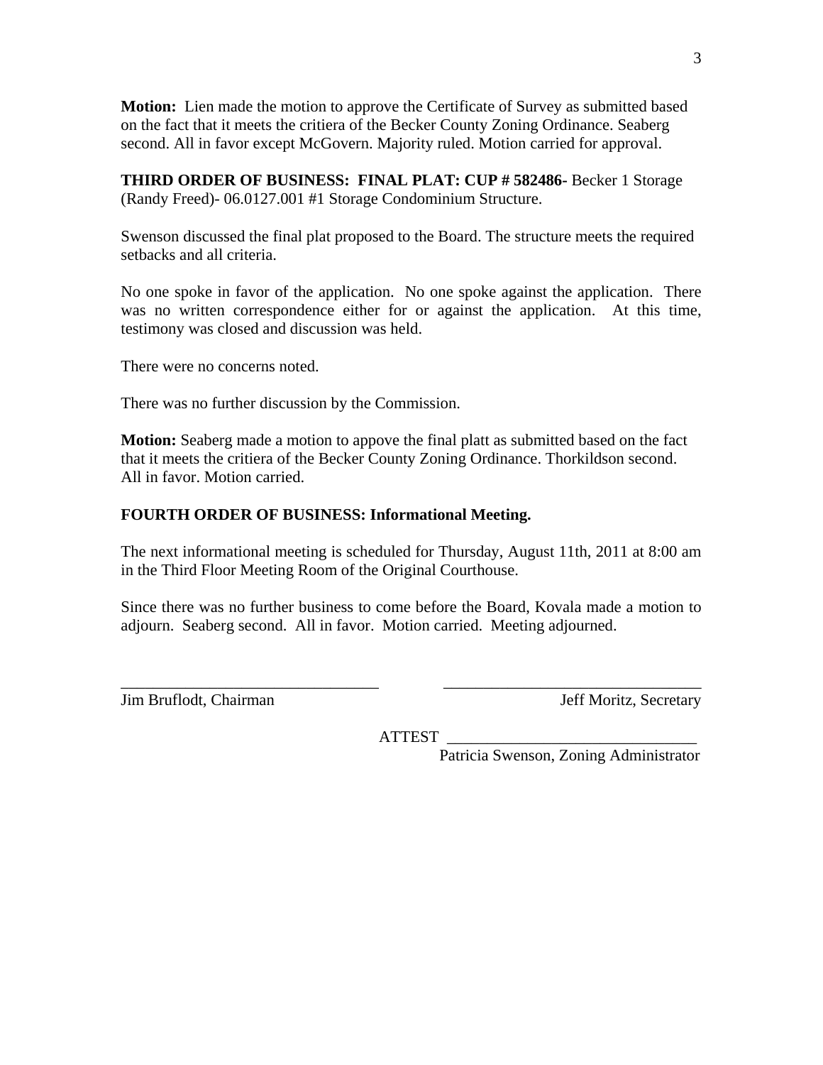**Motion:** Lien made the motion to approve the Certificate of Survey as submitted based on the fact that it meets the critiera of the Becker County Zoning Ordinance. Seaberg second. All in favor except McGovern. Majority ruled. Motion carried for approval.

**THIRD ORDER OF BUSINESS: FINAL PLAT: CUP # 582486-** Becker 1 Storage (Randy Freed)- 06.0127.001 #1 Storage Condominium Structure.

Swenson discussed the final plat proposed to the Board. The structure meets the required setbacks and all criteria.

No one spoke in favor of the application. No one spoke against the application. There was no written correspondence either for or against the application. At this time, testimony was closed and discussion was held.

There were no concerns noted.

There was no further discussion by the Commission.

**Motion:** Seaberg made a motion to appove the final platt as submitted based on the fact that it meets the critiera of the Becker County Zoning Ordinance. Thorkildson second. All in favor. Motion carried.

**FOURTH ORDER OF BUSINESS: Informational Meeting.**

The next informational meeting is scheduled for Thursday, August 11th, 2011 at 8:00 am in the Third Floor Meeting Room of the Original Courthouse.

Since there was no further business to come before the Board, Kovala made a motion to adjourn. Seaberg second. All in favor. Motion carried. Meeting adjourned.

_______________________________ _______________________________

Jim Bruflodt, Chairman Jeff Moritz, Secretary

ATTEST _______________________________

Patricia Swenson, Zoning Administrator